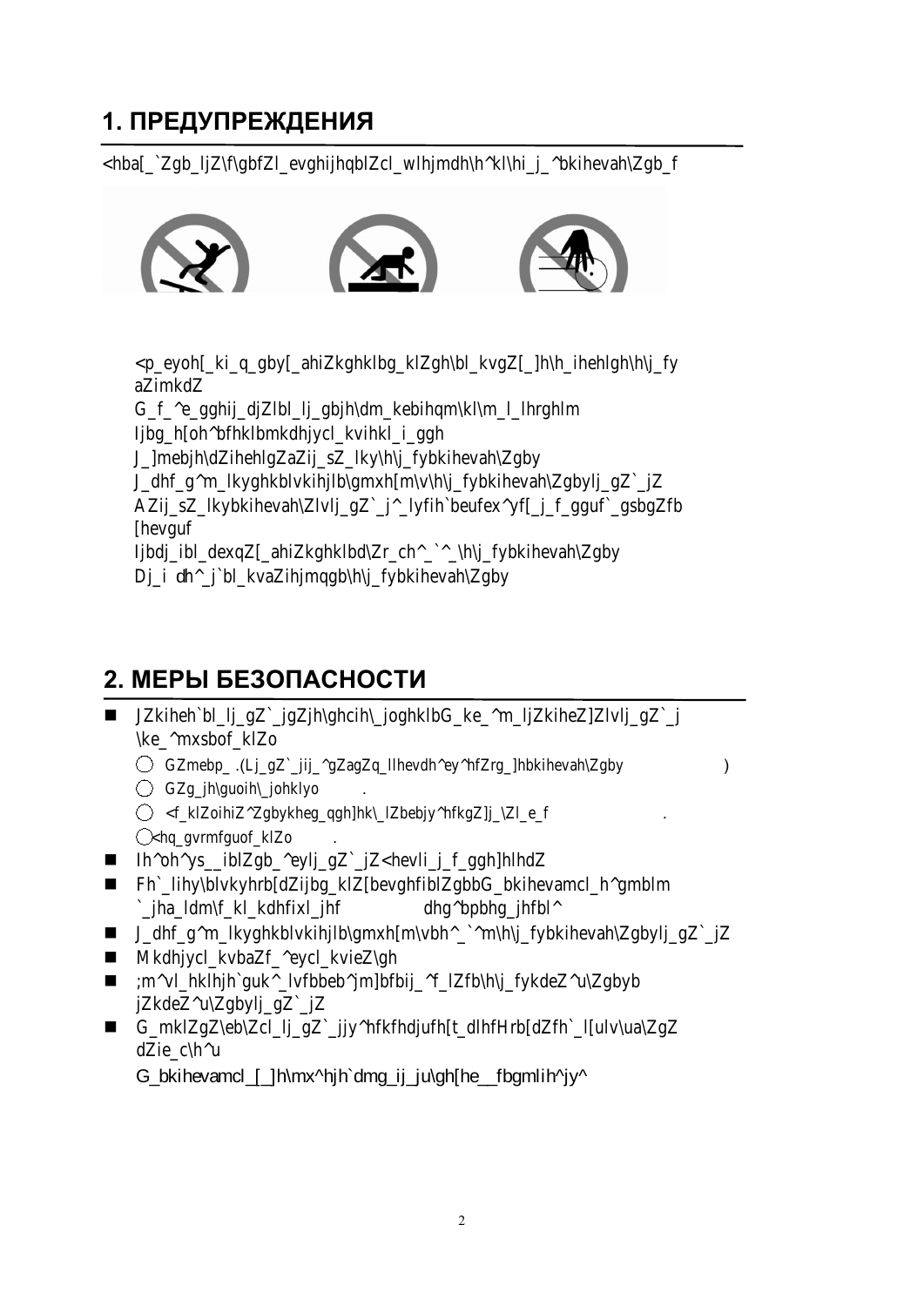# 1. ПРЕДУПРЕЖДЕНИЯ

<hba[_`Zgb_ljZ\f\gbfZl_evghijhqblZcl_wlhjmdh\h^kl\hi_j_^bkihevah\Zgb_f

<p_eyoh[_ki_q_gby[_ahiZkghklbg_klZgh\bl_kvgZ[_]h\h_ihehlgh\h\j_fy aZimkdZ
G_f_^e_gghij_djZlbl_lj_gbjh\dm_kebihqm\kl\m_l_lhrghlm
ljbg_h[oh^bfhklbmkdhjycl_kvihkl_i_ggh
J_]mebjh\dZihehlgZaZij_sZ_lky\h\j_fybkihevah\Zgby
J_dhf_g^m_lkyghkblvkihjlb\gmxh[m\v\h\j_fybkihevah\Zgbylj_gZ`_jZ
AZij_sZ_lkybkihevah\Zlvlj_gZ`_j^_lyfih`beufex^yf[_j_f_gguf`_gsbgZfb [hevguf
ljbdj_ibl_dexqZ[_ahiZkghklbd\Zr_ch^_`^_\h\j_fybkihevah\Zgby
Dj_i dh^_j`bl_kvaZihjmqgb\h\j_fybkihevah\Zgby

# 2. МЕРЫ БЕЗОПАСНОСТИ

- JZkiheh`bl_lj_gZ`_jgZjh\ghcih\_joghklbG_ke_^m_ljZkiheZ]Zlvlj_gZ`_j \ke_^mxsbof_klZo
  - GZmebp_ .(Lj_gZ`_jjij_^gZagZq_llhevdh^ey^hfZrg_]hbkihevah\Zgby )
  - GZg_jh\guoih\_johklyo .
  - <f_klZoihiZ^Zgbykheg_qgh]hk\_lZbebjy^hfkgZ]j_\Zl_e_f .
  - <hq_gvrmfguof_klZo .
- Ih^oh^ys__iblZgb_^eylj_gZ`_jZ<hevli_j_f_gggh]hlhdZ
- Fh`_lihy\blvkyhrb[dZijbg_klZ[bevghfiblZgbbG_bkihevamcl_h^gmblm `_jha_ldm\f_kl_kdhfixl_jhf dhg^bpbhg_jhfbl^
- J_dhf_g^m_lkyghkblvkihjlb\gmxh[m\vbh^_`^m\h\j_fybkihevah\Zgbylj_gZ`_jZ
- Mkdhjycl_kvbaZf_^eycl_kvieZ\gh
- ;m^vl_hklhjh`guk^_lvfbbeb^jm]bfbij_^f_lZfb\h\j_fykdeZ^u\Zgbyb jZkdeZ^u\Zgbylj_gZ`_jZ
- G_mklZgZ\eb\Zcl_lj_gZ`_jjy^hfkfhdjufh[t_dlhfHrb[dZfh`_l[ulv\ua\ZgZ dZie_c\h^u

G_bkihevamcl_[_]h\mx^hjh`dmg_ij_ju\gh[he__fbgmlih^jy^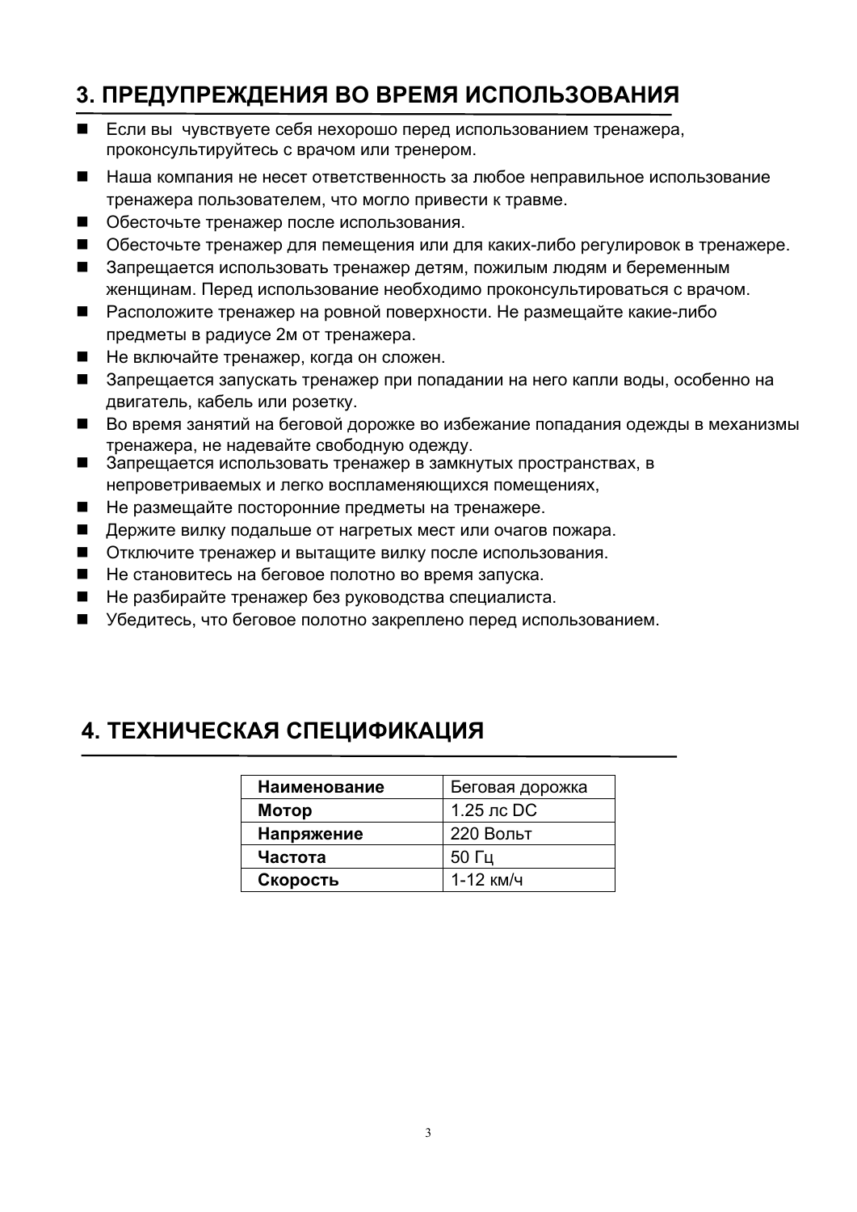## 3. ПРЕДУПРЕЖДЕНИЯ ВО ВРЕМЯ ИСПОЛЬЗОВАНИЯ

- Если вы  чувствуете себя нехорошо перед использованием тренажера, проконсультируйтесь с врачом или тренером.
- Наша компания не несет ответственность за любое неправильное использование тренажера пользователем, что могло привести к травме.
- Обесточьте тренажер после использования.
- Обесточьте тренажер для пемещения или для каких-либо регулировок в тренажере.
- Запрещается использовать тренажер детям, пожилым людям и беременным женщинам. Перед использование необходимо проконсультироваться с врачом.
- Расположите тренажер на ровной поверхности. Не размещайте какие-либо предметы в радиусе 2м от тренажера.
- Не включайте тренажер, когда он сложен.
- Запрещается запускать тренажер при попадании на него капли воды, особенно на двигатель, кабель или розетку.
- Во время занятий на беговой дорожке во избежание попадания одежды в механизмы тренажера, не надевайте свободную одежду.
- Запрещается использовать тренажер в замкнутых пространствах, в непроветриваемых и легко воспламеняющихся помещениях,
- Не размещайте посторонние предметы на тренажере.
- Держите вилку подальше от нагретых мест или очагов пожара.
- Отключите тренажер и вытащите вилку после использования.
- Не становитесь на беговое полотно во время запуска.
- Не разбирайте тренажер без руководства специалиста.
- Убедитесь, что беговое полотно закреплено перед использованием.

## 4. ТЕХНИЧЕСКАЯ СПЕЦИФИКАЦИЯ

| **Наименование** | Беговая дорожка |
|---|---|
| **Мотор** | 1.25 лс DC |
| **Напряжение** | 220 Вольт |
| **Частота** | 50 Гц |
| **Скорость** | 1-12 км/ч |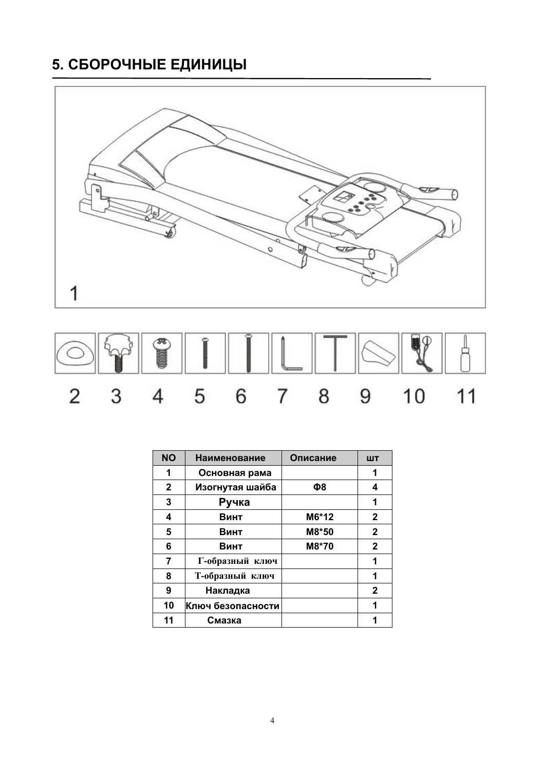# 5. СБОРОЧНЫЕ ЕДИНИЦЫ

1

2 3 4 5 6 7 8 9 10 11

| NO | Наименование | Описание | шт |
| --- | --- | --- | --- |
| 1 | Основная рама | | 1 |
| 2 | Изогнутая шайба | Ф8 | 4 |
| 3 | Ручка | | 1 |
| 4 | Винт | M6*12 | 2 |
| 5 | Винт | M8*50 | 2 |
| 6 | Винт | M8*70 | 2 |
| 7 | Г-образный ключ | | 1 |
| 8 | Т-образный ключ | | 1 |
| 9 | Накладка | | 2 |
| 10 | Ключ безопасности | | 1 |
| 11 | Смазка | | 1 |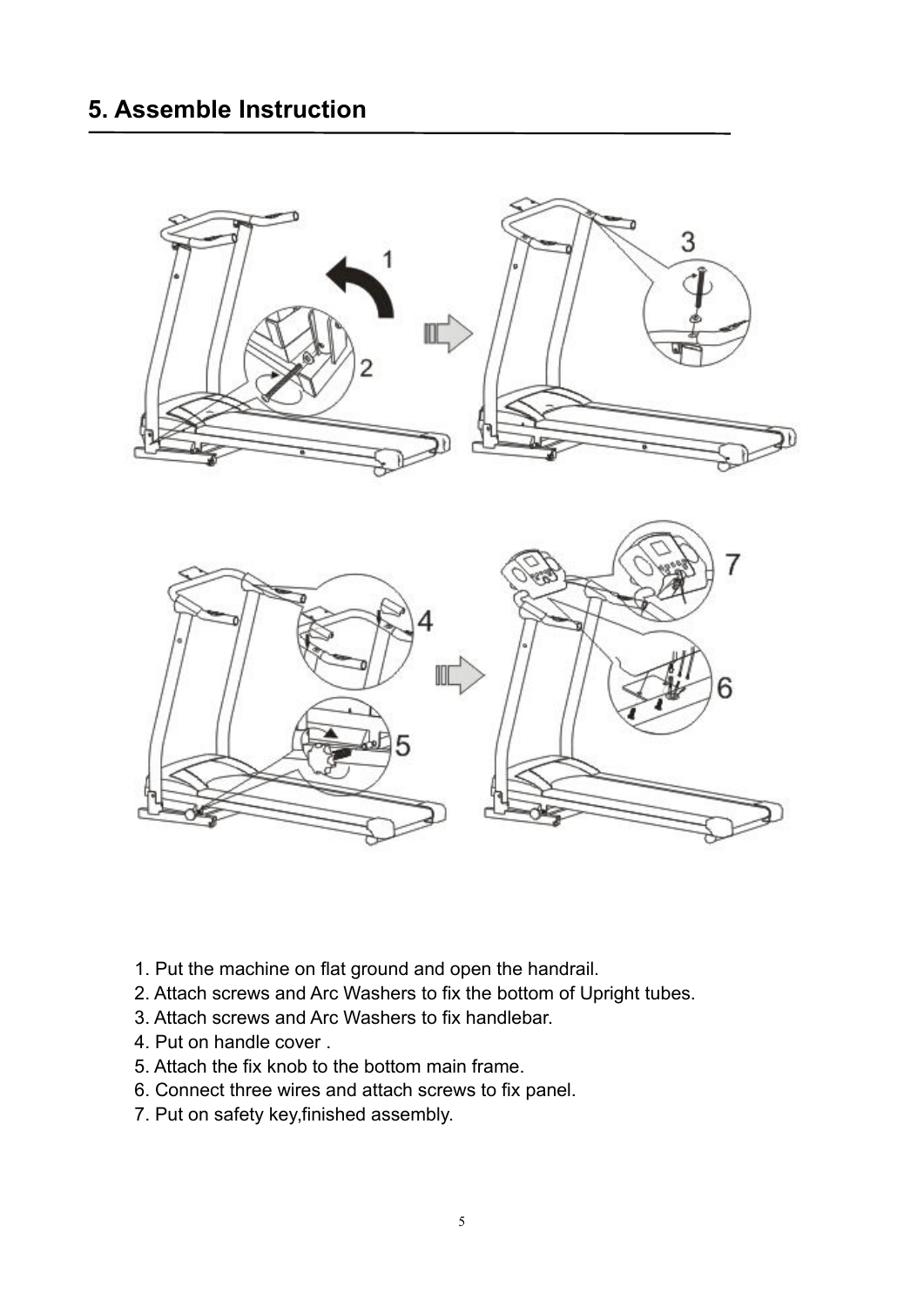## 5. Assemble Instruction

1. Put the machine on flat ground and open the handrail.
2. Attach screws and Arc Washers to fix the bottom of Upright tubes.
3. Attach screws and Arc Washers to fix handlebar.
4. Put on handle cover .
5. Attach the fix knob to the bottom main frame.
6. Connect three wires and attach screws to fix panel.
7. Put on safety key,finished assembly.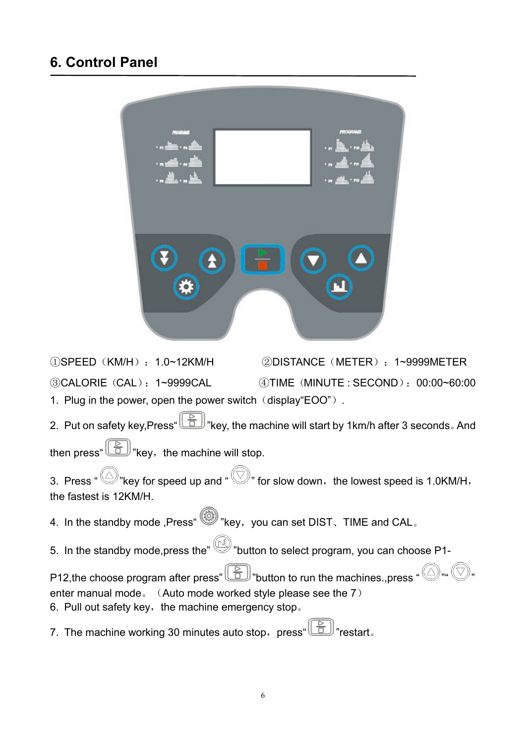## 6. Control Panel

①SPEED（KM/H）：1.0~12KM/H ②DISTANCE（METER）：1~9999METER

③CALORIE（CAL）：1~9999CAL ④TIME（MINUTE : SECOND）：00:00~60:00

1. Plug in the power, open the power switch（display“EOO”）.
2. Put on safety key,Press“ ”key, the machine will start by 1km/h after 3 seconds。And then press“ ”key，the machine will stop.
3. Press “ ”key for speed up and “ ” for slow down，the lowest speed is 1.0KM/H，the fastest is 12KM/H.
4. In the standby mode ,Press“ ”key，you can set DIST、TIME and CAL。
5. In the standby mode,press the” ”button to select program, you can choose P1-P12,the choose program after press” ”button to run the machines.,press “ ”“ ” enter manual mode。（Auto mode worked style please see the 7）
6. Pull out safety key，the machine emergency stop。
7. The machine working 30 minutes auto stop，press“ ”restart。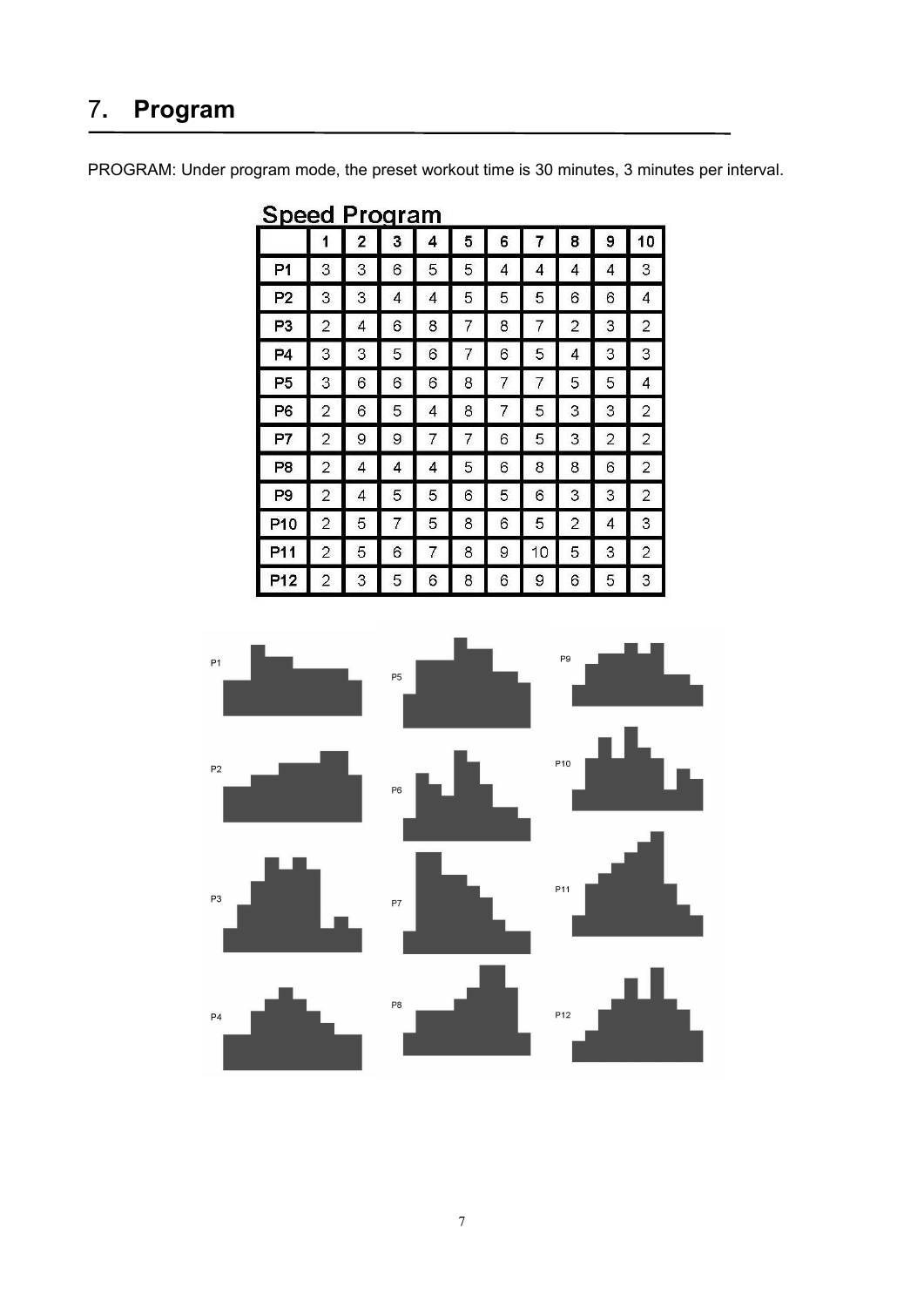# 7. Program

PROGRAM: Under program mode, the preset workout time is 30 minutes, 3 minutes per interval.

**Speed Program**

| | 1 | 2 | 3 | 4 | 5 | 6 | 7 | 8 | 9 | 10 |
|---|---|---|---|---|---|---|---|---|---|---|
| P1 | 3 | 3 | 6 | 5 | 5 | 4 | 4 | 4 | 4 | 3 |
| P2 | 3 | 3 | 4 | 4 | 5 | 5 | 5 | 6 | 6 | 4 |
| P3 | 2 | 4 | 6 | 8 | 7 | 8 | 7 | 2 | 3 | 2 |
| P4 | 3 | 3 | 5 | 6 | 7 | 6 | 5 | 4 | 3 | 3 |
| P5 | 3 | 6 | 6 | 6 | 8 | 7 | 7 | 5 | 5 | 4 |
| P6 | 2 | 6 | 5 | 4 | 8 | 7 | 5 | 3 | 3 | 2 |
| P7 | 2 | 9 | 9 | 7 | 7 | 6 | 5 | 3 | 2 | 2 |
| P8 | 2 | 4 | 4 | 4 | 5 | 6 | 8 | 8 | 6 | 2 |
| P9 | 2 | 4 | 5 | 5 | 6 | 5 | 6 | 3 | 3 | 2 |
| P10 | 2 | 5 | 7 | 5 | 8 | 6 | 5 | 2 | 4 | 3 |
| P11 | 2 | 5 | 6 | 7 | 8 | 9 | 10 | 5 | 3 | 2 |
| P12 | 2 | 3 | 5 | 6 | 8 | 6 | 9 | 6 | 5 | 3 |

P1 P5 P9 P2 P6 P10 P3 P7 P11 P4 P8 P12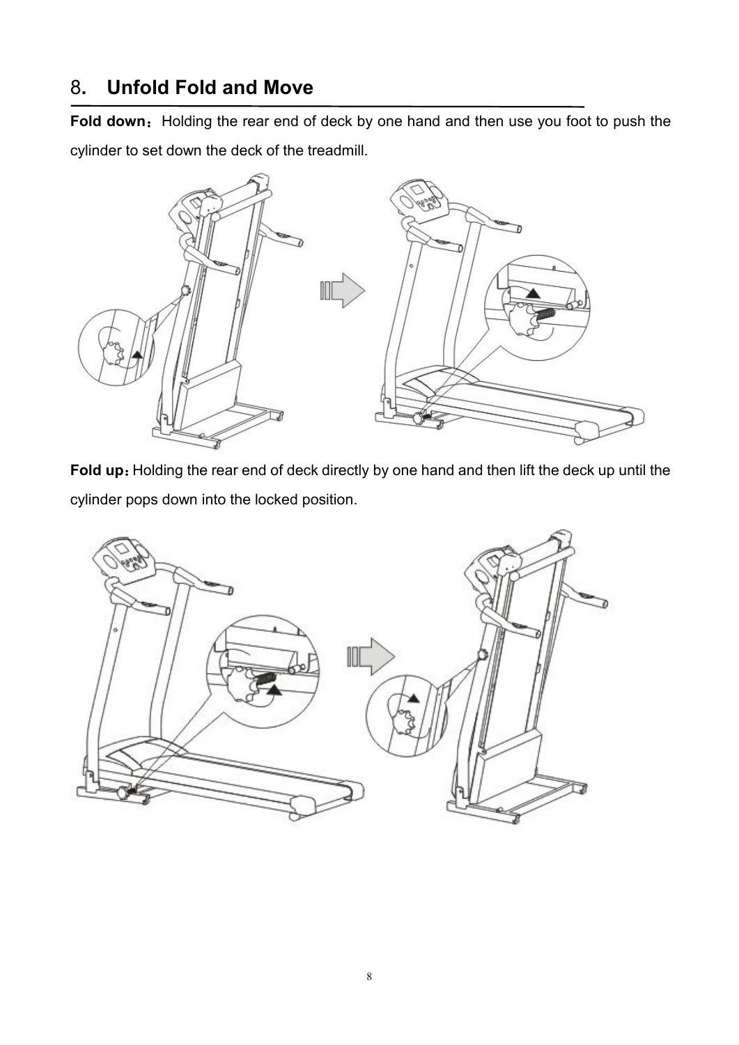## 8. Unfold Fold and Move

**Fold down**：Holding the rear end of deck by one hand and then use you foot to push the cylinder to set down the deck of the treadmill.

**Fold up**：Holding the rear end of deck directly by one hand and then lift the deck up until the cylinder pops down into the locked position.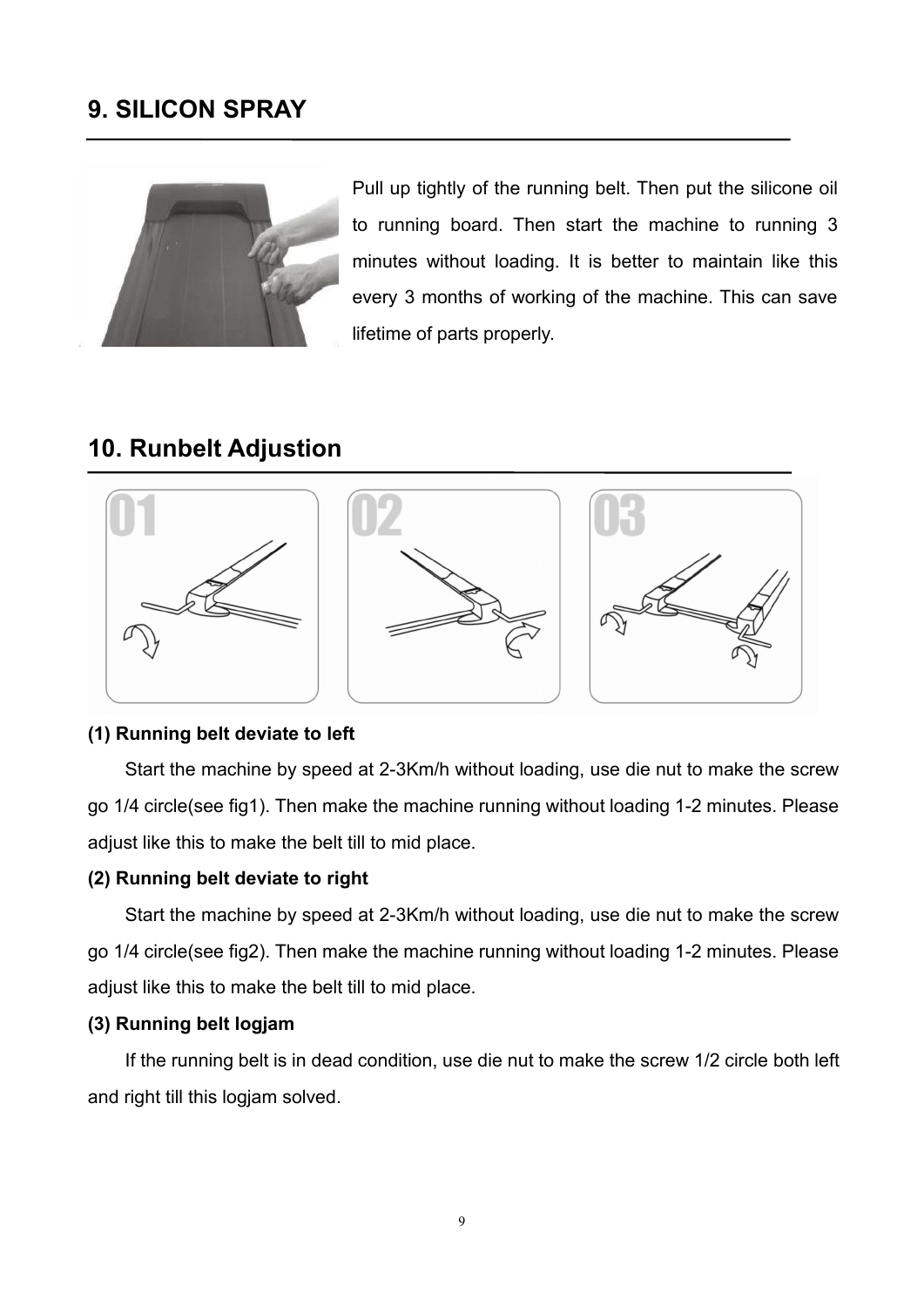## 9. SILICON SPRAY

Pull up tightly of the running belt. Then put the silicone oil to running board. Then start the machine to running 3 minutes without loading. It is better to maintain like this every 3 months of working of the machine. This can save lifetime of parts properly.

## 10. Runbelt Adjustion

**(1) Running belt deviate to left**

Start the machine by speed at 2-3Km/h without loading, use die nut to make the screw go 1/4 circle(see fig1). Then make the machine running without loading 1-2 minutes. Please adjust like this to make the belt till to mid place.

**(2) Running belt deviate to right**

Start the machine by speed at 2-3Km/h without loading, use die nut to make the screw go 1/4 circle(see fig2). Then make the machine running without loading 1-2 minutes. Please adjust like this to make the belt till to mid place.

**(3) Running belt logjam**

If the running belt is in dead condition, use die nut to make the screw 1/2 circle both left and right till this logjam solved.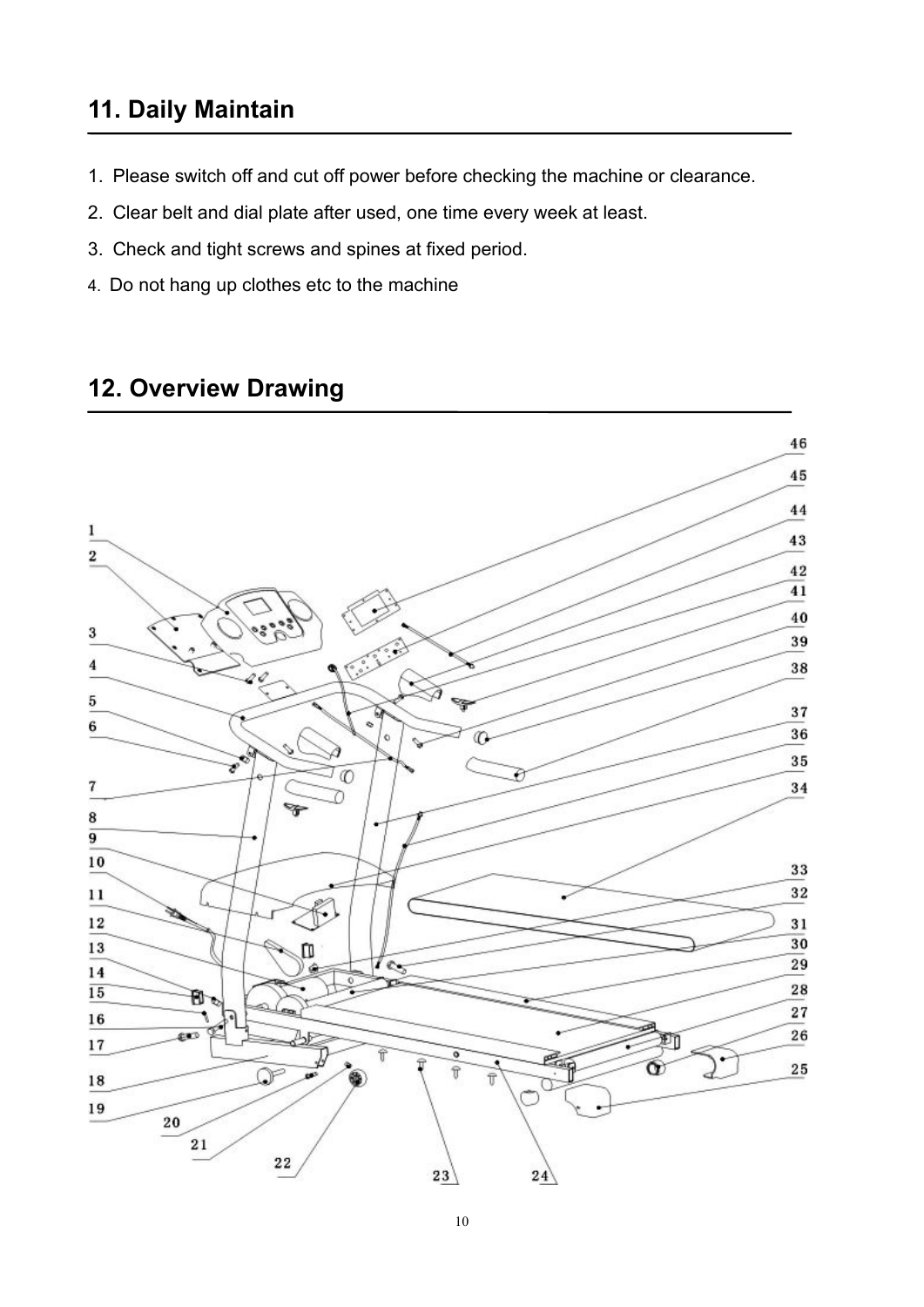## 11. Daily Maintain

1. Please switch off and cut off power before checking the machine or clearance.
2. Clear belt and dial plate after used, one time every week at least.
3. Check and tight screws and spines at fixed period.
4. Do not hang up clothes etc to the machine

## 12. Overview Drawing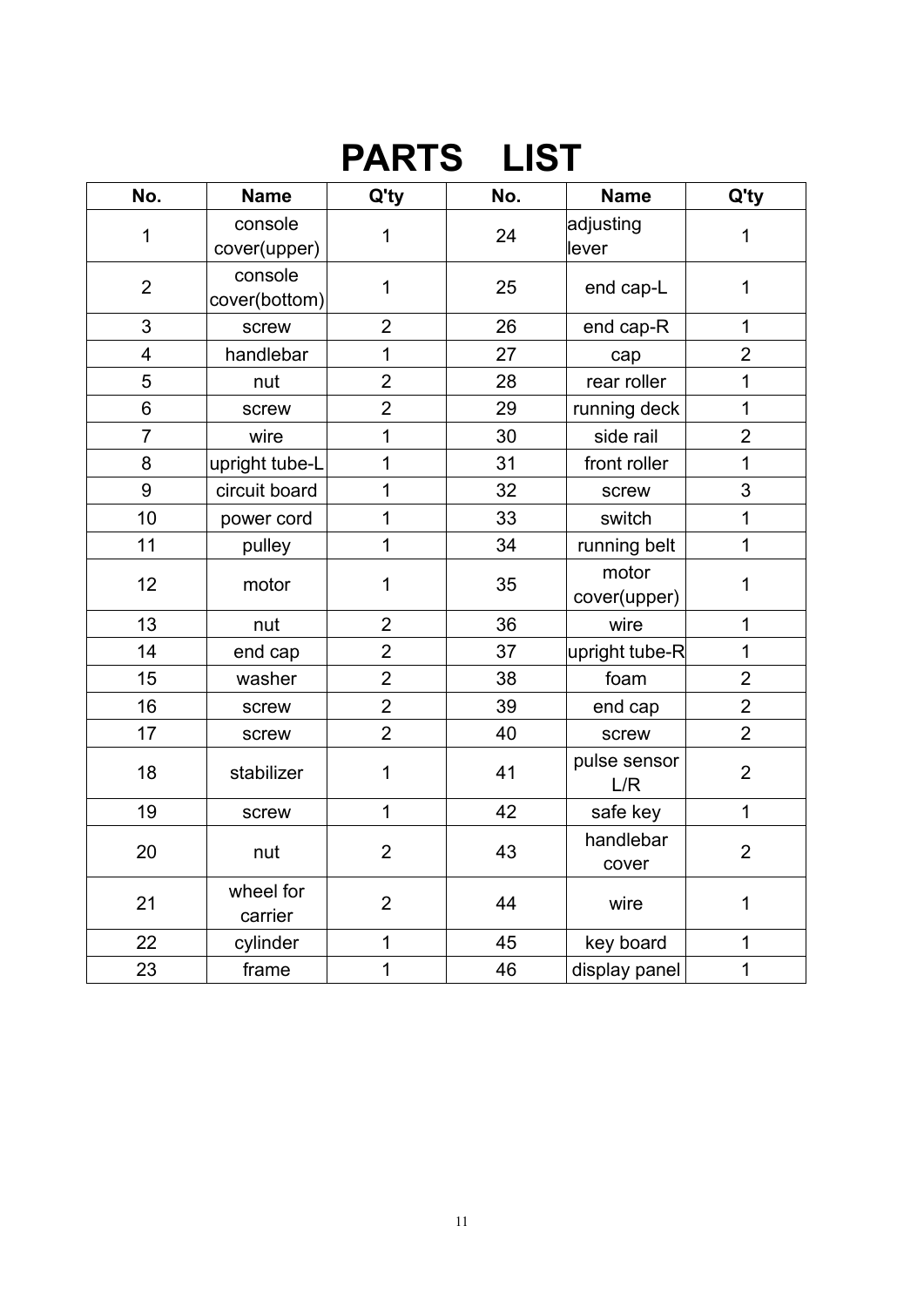# PARTS LIST

| No. | Name | Q'ty | No. | Name | Q'ty |
|---|---|---|---|---|---|
| 1 | console cover(upper) | 1 | 24 | adjusting lever | 1 |
| 2 | console cover(bottom) | 1 | 25 | end cap-L | 1 |
| 3 | screw | 2 | 26 | end cap-R | 1 |
| 4 | handlebar | 1 | 27 | cap | 2 |
| 5 | nut | 2 | 28 | rear roller | 1 |
| 6 | screw | 2 | 29 | running deck | 1 |
| 7 | wire | 1 | 30 | side rail | 2 |
| 8 | upright tube-L | 1 | 31 | front roller | 1 |
| 9 | circuit board | 1 | 32 | screw | 3 |
| 10 | power cord | 1 | 33 | switch | 1 |
| 11 | pulley | 1 | 34 | running belt | 1 |
| 12 | motor | 1 | 35 | motor cover(upper) | 1 |
| 13 | nut | 2 | 36 | wire | 1 |
| 14 | end cap | 2 | 37 | upright tube-R | 1 |
| 15 | washer | 2 | 38 | foam | 2 |
| 16 | screw | 2 | 39 | end cap | 2 |
| 17 | screw | 2 | 40 | screw | 2 |
| 18 | stabilizer | 1 | 41 | pulse sensor L/R | 2 |
| 19 | screw | 1 | 42 | safe key | 1 |
| 20 | nut | 2 | 43 | handlebar cover | 2 |
| 21 | wheel for carrier | 2 | 44 | wire | 1 |
| 22 | cylinder | 1 | 45 | key board | 1 |
| 23 | frame | 1 | 46 | display panel | 1 |